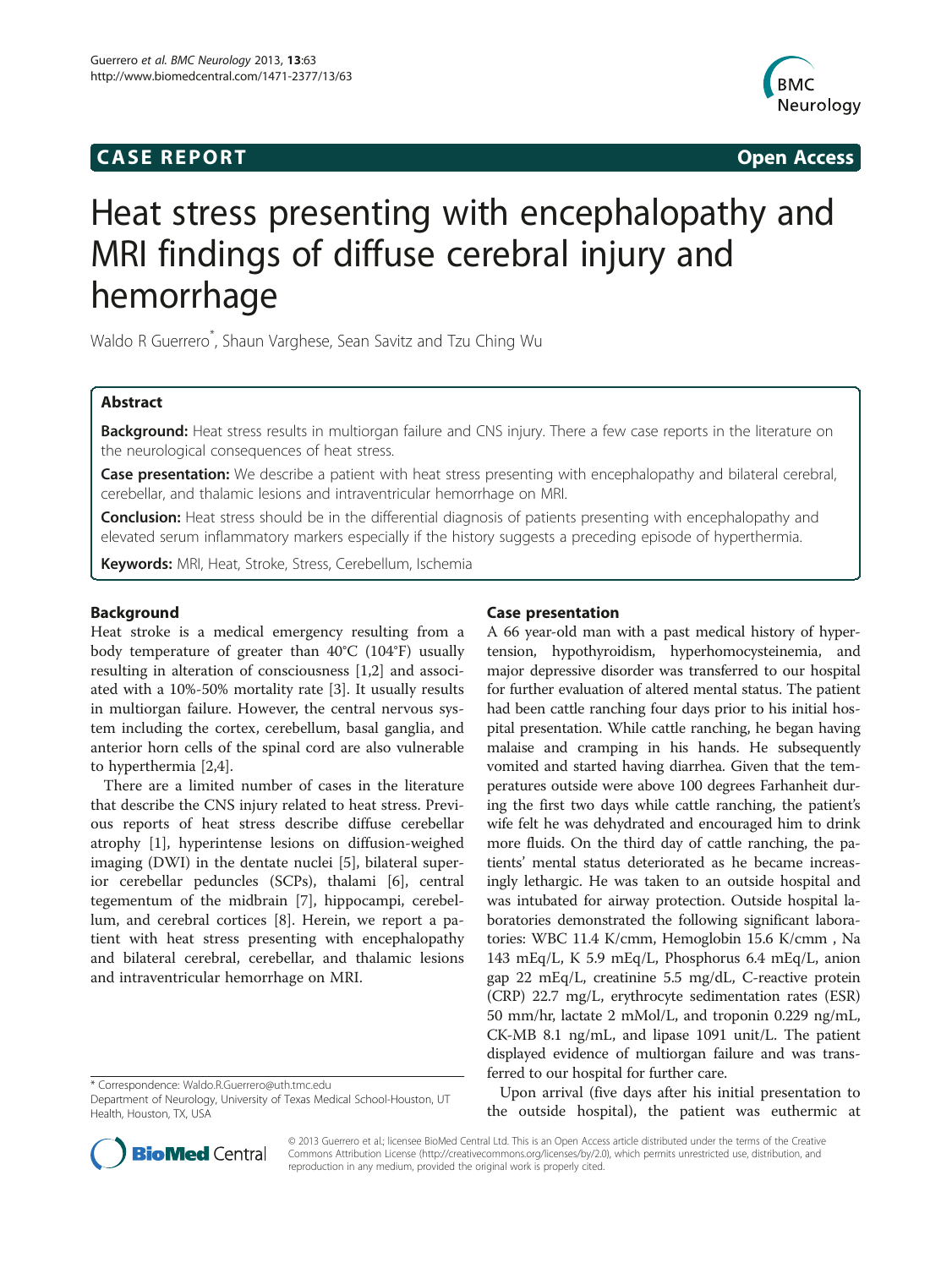**CASE REPORT** **Open Access**

# Heat stress presenting with encephalopathy and MRI findings of diffuse cerebral injury and hemorrhage

Waldo R Guerrero*, Shaun Varghese, Sean Savitz and Tzu Ching Wu

## Abstract

**Background:** Heat stress results in multiorgan failure and CNS injury. There a few case reports in the literature on the neurological consequences of heat stress.

**Case presentation:** We describe a patient with heat stress presenting with encephalopathy and bilateral cerebral, cerebellar, and thalamic lesions and intraventricular hemorrhage on MRI.

**Conclusion:** Heat stress should be in the differential diagnosis of patients presenting with encephalopathy and elevated serum inflammatory markers especially if the history suggests a preceding episode of hyperthermia.

**Keywords:** MRI, Heat, Stroke, Stress, Cerebellum, Ischemia

## Background

Heat stroke is a medical emergency resulting from a body temperature of greater than 40°C (104°F) usually resulting in alteration of consciousness [1,2] and associated with a 10%-50% mortality rate [3]. It usually results in multiorgan failure. However, the central nervous system including the cortex, cerebellum, basal ganglia, and anterior horn cells of the spinal cord are also vulnerable to hyperthermia [2,4].

There are a limited number of cases in the literature that describe the CNS injury related to heat stress. Previous reports of heat stress describe diffuse cerebellar atrophy [1], hyperintense lesions on diffusion-weighed imaging (DWI) in the dentate nuclei [5], bilateral superior cerebellar peduncles (SCPs), thalami [6], central tegementum of the midbrain [7], hippocampi, cerebellum, and cerebral cortices [8]. Herein, we report a patient with heat stress presenting with encephalopathy and bilateral cerebral, cerebellar, and thalamic lesions and intraventricular hemorrhage on MRI.

## Case presentation

A 66 year-old man with a past medical history of hypertension, hypothyroidism, hyperhomocysteinemia, and major depressive disorder was transferred to our hospital for further evaluation of altered mental status. The patient had been cattle ranching four days prior to his initial hospital presentation. While cattle ranching, he began having malaise and cramping in his hands. He subsequently vomited and started having diarrhea. Given that the temperatures outside were above 100 degrees Farhanheit during the first two days while cattle ranching, the patient's wife felt he was dehydrated and encouraged him to drink more fluids. On the third day of cattle ranching, the patients' mental status deteriorated as he became increasingly lethargic. He was taken to an outside hospital and was intubated for airway protection. Outside hospital laboratories demonstrated the following significant laboratories: WBC 11.4 K/cmm, Hemoglobin 15.6 K/cmm , Na 143 mEq/L, K 5.9 mEq/L, Phosphorus 6.4 mEq/L, anion gap 22 mEq/L, creatinine 5.5 mg/dL, C-reactive protein (CRP) 22.7 mg/L, erythrocyte sedimentation rates (ESR) 50 mm/hr, lactate 2 mMol/L, and troponin 0.229 ng/mL, CK-MB 8.1 ng/mL, and lipase 1091 unit/L. The patient displayed evidence of multiorgan failure and was transferred to our hospital for further care.

Upon arrival (five days after his initial presentation to the outside hospital), the patient was euthermic at

\* Correspondence: Waldo.R.Guerrero@uth.tmc.edu
Department of Neurology, University of Texas Medical School-Houston, UT Health, Houston, TX, USA

© 2013 Guerrero et al.; licensee BioMed Central Ltd. This is an Open Access article distributed under the terms of the Creative Commons Attribution License (http://creativecommons.org/licenses/by/2.0), which permits unrestricted use, distribution, and reproduction in any medium, provided the original work is properly cited.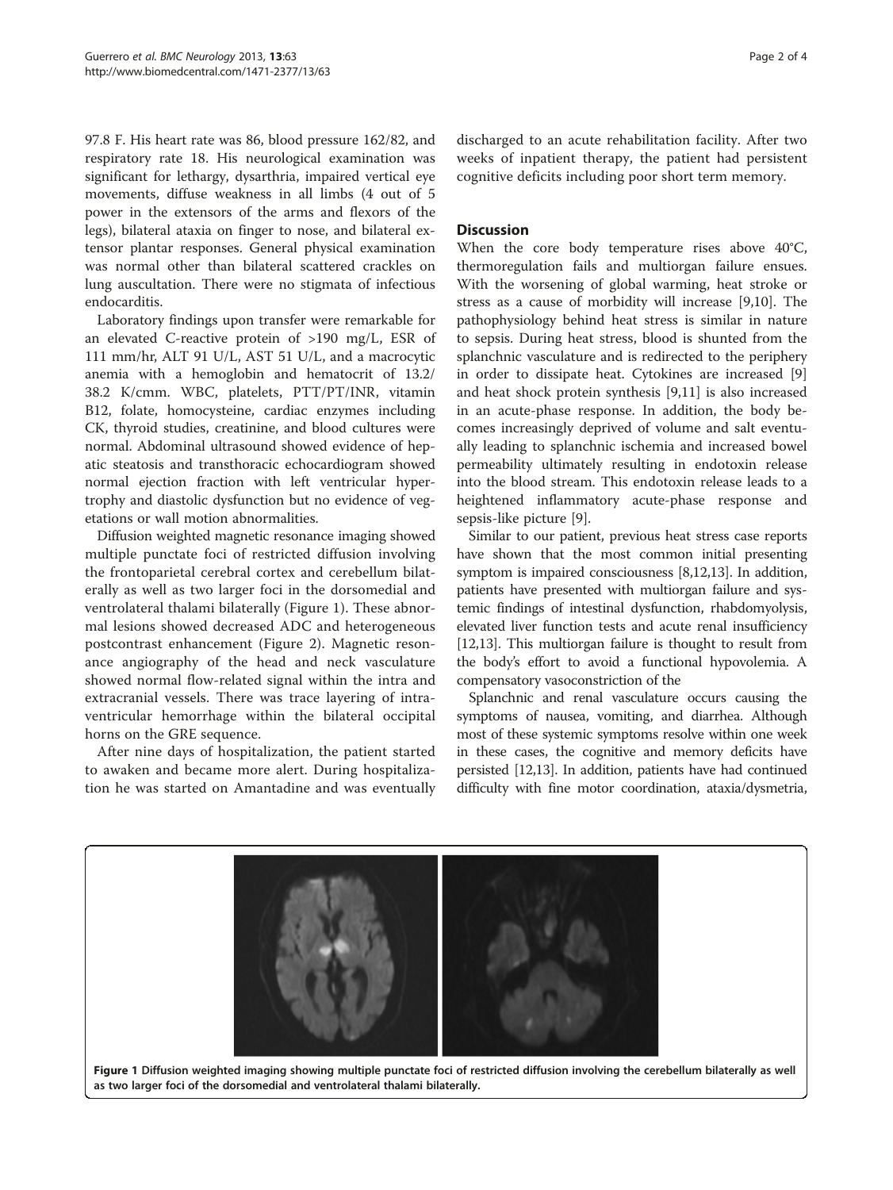97.8 F. His heart rate was 86, blood pressure 162/82, and respiratory rate 18. His neurological examination was significant for lethargy, dysarthria, impaired vertical eye movements, diffuse weakness in all limbs (4 out of 5 power in the extensors of the arms and flexors of the legs), bilateral ataxia on finger to nose, and bilateral extensor plantar responses. General physical examination was normal other than bilateral scattered crackles on lung auscultation. There were no stigmata of infectious endocarditis.

Laboratory findings upon transfer were remarkable for an elevated C-reactive protein of >190 mg/L, ESR of 111 mm/hr, ALT 91 U/L, AST 51 U/L, and a macrocytic anemia with a hemoglobin and hematocrit of 13.2/ 38.2 K/cmm. WBC, platelets, PTT/PT/INR, vitamin B12, folate, homocysteine, cardiac enzymes including CK, thyroid studies, creatinine, and blood cultures were normal. Abdominal ultrasound showed evidence of hepatic steatosis and transthoracic echocardiogram showed normal ejection fraction with left ventricular hypertrophy and diastolic dysfunction but no evidence of vegetations or wall motion abnormalities.

Diffusion weighted magnetic resonance imaging showed multiple punctate foci of restricted diffusion involving the frontoparietal cerebral cortex and cerebellum bilaterally as well as two larger foci in the dorsomedial and ventrolateral thalami bilaterally (Figure 1). These abnormal lesions showed decreased ADC and heterogeneous postcontrast enhancement (Figure 2). Magnetic resonance angiography of the head and neck vasculature showed normal flow-related signal within the intra and extracranial vessels. There was trace layering of intraventricular hemorrhage within the bilateral occipital horns on the GRE sequence.

After nine days of hospitalization, the patient started to awaken and became more alert. During hospitalization he was started on Amantadine and was eventually discharged to an acute rehabilitation facility. After two weeks of inpatient therapy, the patient had persistent cognitive deficits including poor short term memory.

## Discussion

When the core body temperature rises above 40°C, thermoregulation fails and multiorgan failure ensues. With the worsening of global warming, heat stroke or stress as a cause of morbidity will increase [9,10]. The pathophysiology behind heat stress is similar in nature to sepsis. During heat stress, blood is shunted from the splanchnic vasculature and is redirected to the periphery in order to dissipate heat. Cytokines are increased [9] and heat shock protein synthesis [9,11] is also increased in an acute-phase response. In addition, the body becomes increasingly deprived of volume and salt eventually leading to splanchnic ischemia and increased bowel permeability ultimately resulting in endotoxin release into the blood stream. This endotoxin release leads to a heightened inflammatory acute-phase response and sepsis-like picture [9].

Similar to our patient, previous heat stress case reports have shown that the most common initial presenting symptom is impaired consciousness [8,12,13]. In addition, patients have presented with multiorgan failure and systemic findings of intestinal dysfunction, rhabdomyolysis, elevated liver function tests and acute renal insufficiency [12,13]. This multiorgan failure is thought to result from the body's effort to avoid a functional hypovolemia. A compensatory vasoconstriction of the

Splanchnic and renal vasculature occurs causing the symptoms of nausea, vomiting, and diarrhea. Although most of these systemic symptoms resolve within one week in these cases, the cognitive and memory deficits have persisted [12,13]. In addition, patients have had continued difficulty with fine motor coordination, ataxia/dysmetria,

**Figure 1 Diffusion weighted imaging showing multiple punctate foci of restricted diffusion involving the cerebellum bilaterally as well as two larger foci of the dorsomedial and ventrolateral thalami bilaterally.**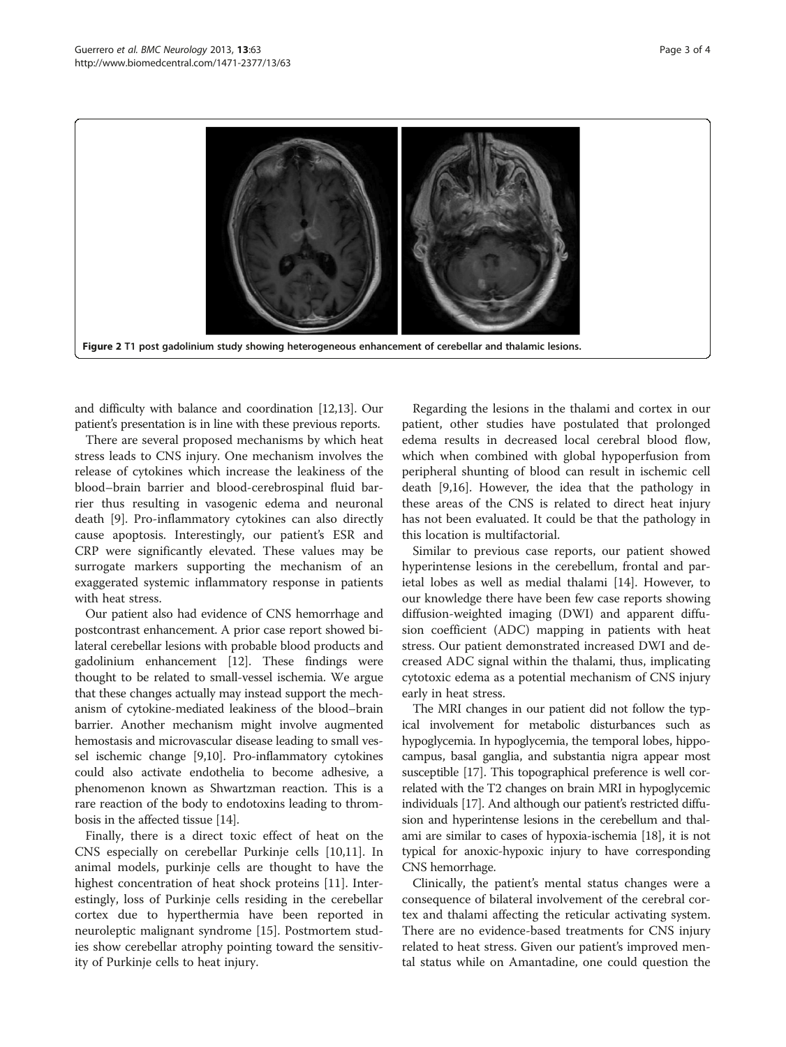**Figure 2** T1 post gadolinium study showing heterogeneous enhancement of cerebellar and thalamic lesions.

and difficulty with balance and coordination [12,13]. Our patient's presentation is in line with these previous reports.

There are several proposed mechanisms by which heat stress leads to CNS injury. One mechanism involves the release of cytokines which increase the leakiness of the blood–brain barrier and blood-cerebrospinal fluid barrier thus resulting in vasogenic edema and neuronal death [9]. Pro-inflammatory cytokines can also directly cause apoptosis. Interestingly, our patient's ESR and CRP were significantly elevated. These values may be surrogate markers supporting the mechanism of an exaggerated systemic inflammatory response in patients with heat stress.

Our patient also had evidence of CNS hemorrhage and postcontrast enhancement. A prior case report showed bilateral cerebellar lesions with probable blood products and gadolinium enhancement [12]. These findings were thought to be related to small-vessel ischemia. We argue that these changes actually may instead support the mechanism of cytokine-mediated leakiness of the blood–brain barrier. Another mechanism might involve augmented hemostasis and microvascular disease leading to small vessel ischemic change [9,10]. Pro-inflammatory cytokines could also activate endothelia to become adhesive, a phenomenon known as Shwartzman reaction. This is a rare reaction of the body to endotoxins leading to thrombosis in the affected tissue [14].

Finally, there is a direct toxic effect of heat on the CNS especially on cerebellar Purkinje cells [10,11]. In animal models, purkinje cells are thought to have the highest concentration of heat shock proteins [11]. Interestingly, loss of Purkinje cells residing in the cerebellar cortex due to hyperthermia have been reported in neuroleptic malignant syndrome [15]. Postmortem studies show cerebellar atrophy pointing toward the sensitivity of Purkinje cells to heat injury.

Regarding the lesions in the thalami and cortex in our patient, other studies have postulated that prolonged edema results in decreased local cerebral blood flow, which when combined with global hypoperfusion from peripheral shunting of blood can result in ischemic cell death [9,16]. However, the idea that the pathology in these areas of the CNS is related to direct heat injury has not been evaluated. It could be that the pathology in this location is multifactorial.

Similar to previous case reports, our patient showed hyperintense lesions in the cerebellum, frontal and parietal lobes as well as medial thalami [14]. However, to our knowledge there have been few case reports showing diffusion-weighted imaging (DWI) and apparent diffusion coefficient (ADC) mapping in patients with heat stress. Our patient demonstrated increased DWI and decreased ADC signal within the thalami, thus, implicating cytotoxic edema as a potential mechanism of CNS injury early in heat stress.

The MRI changes in our patient did not follow the typical involvement for metabolic disturbances such as hypoglycemia. In hypoglycemia, the temporal lobes, hippocampus, basal ganglia, and substantia nigra appear most susceptible [17]. This topographical preference is well correlated with the T2 changes on brain MRI in hypoglycemic individuals [17]. And although our patient's restricted diffusion and hyperintense lesions in the cerebellum and thalami are similar to cases of hypoxia-ischemia [18], it is not typical for anoxic-hypoxic injury to have corresponding CNS hemorrhage.

Clinically, the patient's mental status changes were a consequence of bilateral involvement of the cerebral cortex and thalami affecting the reticular activating system. There are no evidence-based treatments for CNS injury related to heat stress. Given our patient's improved mental status while on Amantadine, one could question the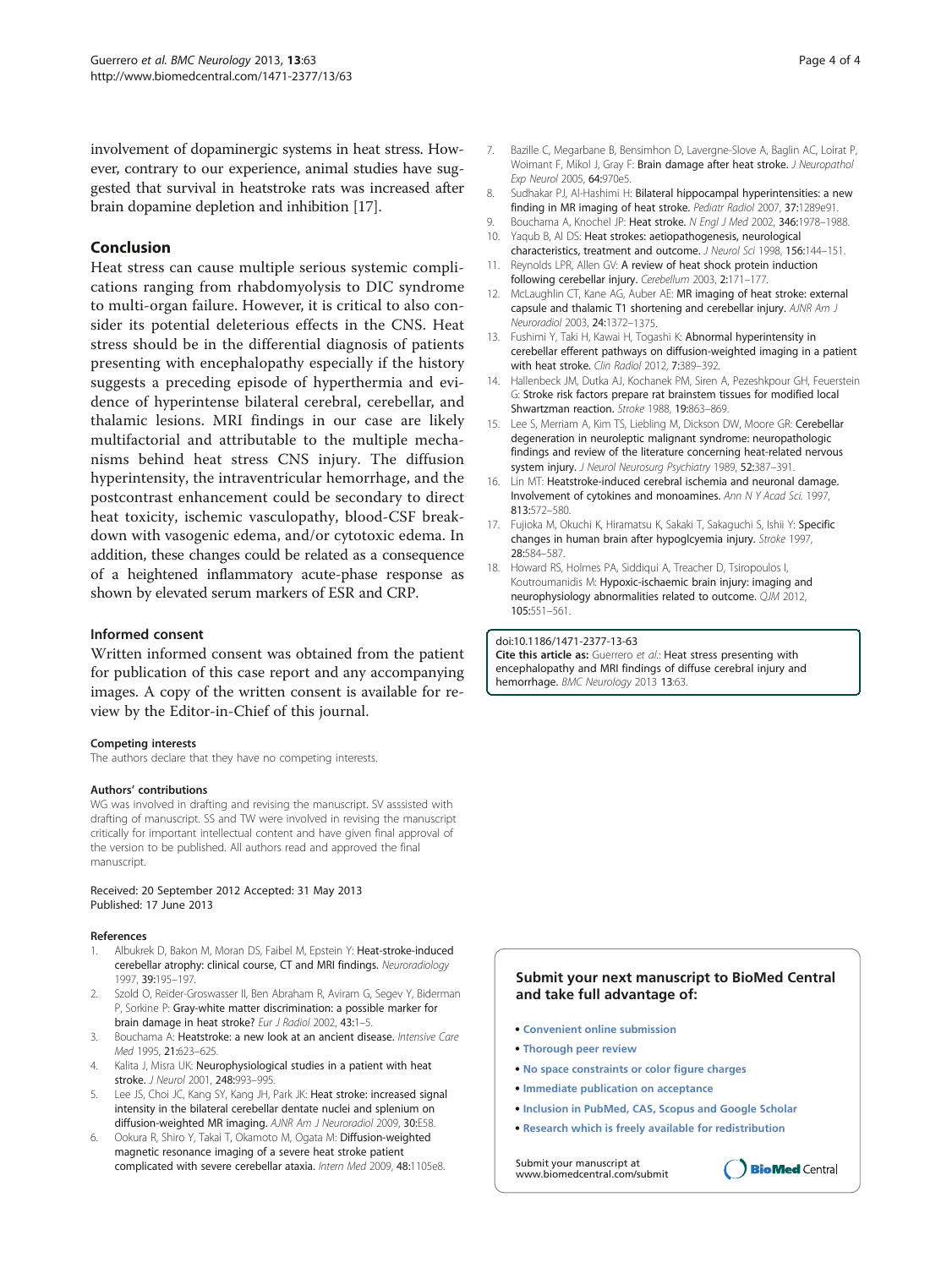involvement of dopaminergic systems in heat stress. However, contrary to our experience, animal studies have suggested that survival in heatstroke rats was increased after brain dopamine depletion and inhibition [17].

## Conclusion

Heat stress can cause multiple serious systemic complications ranging from rhabdomyolysis to DIC syndrome to multi-organ failure. However, it is critical to also consider its potential deleterious effects in the CNS. Heat stress should be in the differential diagnosis of patients presenting with encephalopathy especially if the history suggests a preceding episode of hyperthermia and evidence of hyperintense bilateral cerebral, cerebellar, and thalamic lesions. MRI findings in our case are likely multifactorial and attributable to the multiple mechanisms behind heat stress CNS injury. The diffusion hyperintensity, the intraventricular hemorrhage, and the postcontrast enhancement could be secondary to direct heat toxicity, ischemic vasculopathy, blood-CSF breakdown with vasogenic edema, and/or cytotoxic edema. In addition, these changes could be related as a consequence of a heightened inflammatory acute-phase response as shown by elevated serum markers of ESR and CRP.

### Informed consent

Written informed consent was obtained from the patient for publication of this case report and any accompanying images. A copy of the written consent is available for review by the Editor-in-Chief of this journal.

#### Competing interests

The authors declare that they have no competing interests.

#### Authors' contributions

WG was involved in drafting and revising the manuscript. SV asssisted with drafting of manuscript. SS and TW were involved in revising the manuscript critically for important intellectual content and have given final approval of the version to be published. All authors read and approved the final manuscript.

Received: 20 September 2012 Accepted: 31 May 2013
Published: 17 June 2013

#### References

1. Albukrek D, Bakon M, Moran DS, Faibel M, Epstein Y: **Heat-stroke-induced cerebellar atrophy: clinical course, CT and MRI findings.** *Neuroradiology* 1997, **39:**195–197.
2. Szold O, Reider-Groswasser II, Ben Abraham R, Aviram G, Segev Y, Biderman P, Sorkine P: **Gray-white matter discrimination: a possible marker for brain damage in heat stroke?** *Eur J Radiol* 2002, **43:**1–5.
3. Bouchama A: **Heatstroke: a new look at an ancient disease.** *Intensive Care Med* 1995, **21:**623–625.
4. Kalita J, Misra UK: **Neurophysiological studies in a patient with heat stroke.** *J Neurol* 2001, **248:**993–995.
5. Lee JS, Choi JC, Kang SY, Kang JH, Park JK: **Heat stroke: increased signal intensity in the bilateral cerebellar dentate nuclei and splenium on diffusion-weighted MR imaging.** *AJNR Am J Neuroradiol* 2009, **30:**E58.
6. Ookura R, Shiro Y, Takai T, Okamoto M, Ogata M: **Diffusion-weighted magnetic resonance imaging of a severe heat stroke patient complicated with severe cerebellar ataxia.** *Intern Med* 2009, **48:**1105e8.
7. Bazille C, Megarbane B, Bensimhon D, Lavergne-Slove A, Baglin AC, Loirat P, Woimant F, Mikol J, Gray F: **Brain damage after heat stroke.** *J Neuropathol Exp Neurol* 2005, **64:**970e5.
8. Sudhakar PJ, Al-Hashimi H: **Bilateral hippocampal hyperintensities: a new finding in MR imaging of heat stroke.** *Pediatr Radiol* 2007, **37:**1289e91.
9. Bouchama A, Knochel JP: **Heat stroke.** *N Engl J Med* 2002, **346:**1978–1988.
10. Yaqub B, Al DS: **Heat strokes: aetiopathogenesis, neurological characteristics, treatment and outcome.** *J Neurol Sci* 1998, **156:**144–151.
11. Reynolds LPR, Allen GV: **A review of heat shock protein induction following cerebellar injury.** *Cerebellum* 2003, **2:**171–177.
12. McLaughlin CT, Kane AG, Auber AE: **MR imaging of heat stroke: external capsule and thalamic T1 shortening and cerebellar injury.** *AJNR Am J Neuroradiol* 2003, **24:**1372–1375.
13. Fushimi Y, Taki H, Kawai H, Togashi K: **Abnormal hyperintensity in cerebellar efferent pathways on diffusion-weighted imaging in a patient with heat stroke.** *Clin Radiol* 2012, **7:**389–392.
14. Hallenbeck JM, Dutka AJ, Kochanek PM, Siren A, Pezeshkpour GH, Feuerstein G: **Stroke risk factors prepare rat brainstem tissues for modified local Shwartzman reaction.** *Stroke* 1988, **19:**863–869.
15. Lee S, Merriam A, Kim TS, Liebling M, Dickson DW, Moore GR: **Cerebellar degeneration in neuroleptic malignant syndrome: neuropathologic findings and review of the literature concerning heat-related nervous system injury.** *J Neurol Neurosurg Psychiatry* 1989, **52:**387–391.
16. Lin MT: **Heatstroke-induced cerebral ischemia and neuronal damage. Involvement of cytokines and monoamines.** *Ann N Y Acad Sci.* 1997, **813:**572–580.
17. Fujioka M, Okuchi K, Hiramatsu K, Sakaki T, Sakaguchi S, Ishii Y: **Specific changes in human brain after hypoglcyemia injury.** *Stroke* 1997, **28:**584–587.
18. Howard RS, Holmes PA, Siddiqui A, Treacher D, Tsiropoulos I, Koutroumanidis M: **Hypoxic-ischaemic brain injury: imaging and neurophysiology abnormalities related to outcome.** *QJM* 2012, **105:**551–561.

doi:10.1186/1471-2377-13-63
**Cite this article as:** Guerrero *et al.*: Heat stress presenting with encephalopathy and MRI findings of diffuse cerebral injury and hemorrhage. *BMC Neurology* 2013 **13**:63.